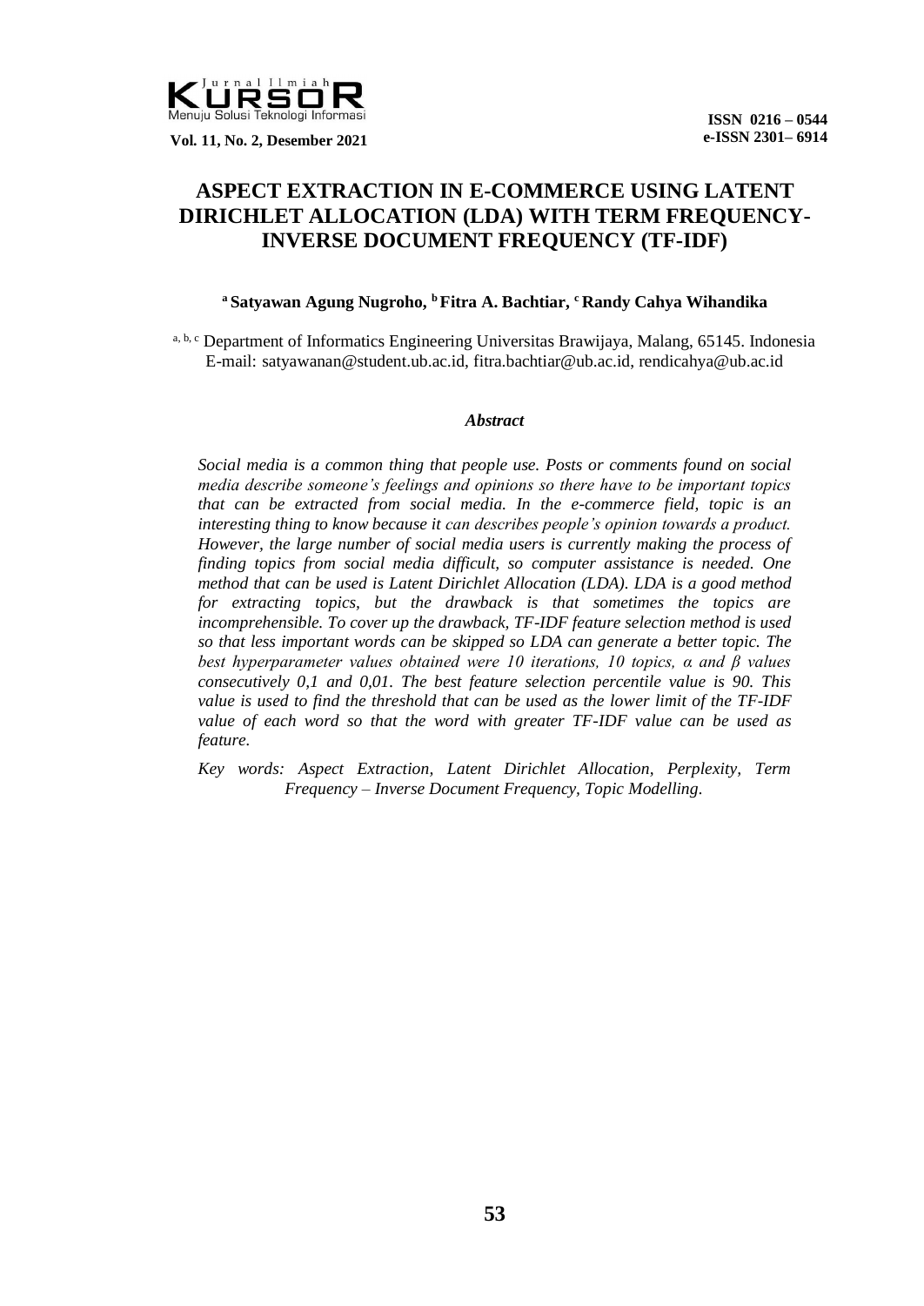# ASPECT EXTRACTION IN E-COMMERCE USING LATENT DIRICHLET ALLOCATION (LDA) WITH TERM FREQUENCY-INVERSE DOCUMENT FREQUENCY (TF-IDF)

**[a] Satyawan Agung Nugroho, [b] Fitra A. Bachtiar, [c] Randy Cahya Wihandika**

[a, b, c] Department of Informatics Engineering Universitas Brawijaya, Malang, 65145. Indonesia
E-mail: satyawanan@student.ub.ac.id, fitra.bachtiar@ub.ac.id, rendicahya@ub.ac.id

### *Abstract*

*Social media is a common thing that people use. Posts or comments found on social media describe someone's feelings and opinions so there have to be important topics that can be extracted from social media. In the e-commerce field, topic is an interesting thing to know because it can describes people's opinion towards a product. However, the large number of social media users is currently making the process of finding topics from social media difficult, so computer assistance is needed. One method that can be used is Latent Dirichlet Allocation (LDA). LDA is a good method for extracting topics, but the drawback is that sometimes the topics are incomprehensible. To cover up the drawback, TF-IDF feature selection method is used so that less important words can be skipped so LDA can generate a better topic. The best hyperparameter values obtained were 10 iterations, 10 topics, α and β values consecutively 0,1 and 0,01. The best feature selection percentile value is 90. This value is used to find the threshold that can be used as the lower limit of the TF-IDF value of each word so that the word with greater TF-IDF value can be used as feature.*

*Key words: Aspect Extraction, Latent Dirichlet Allocation, Perplexity, Term Frequency – Inverse Document Frequency, Topic Modelling.*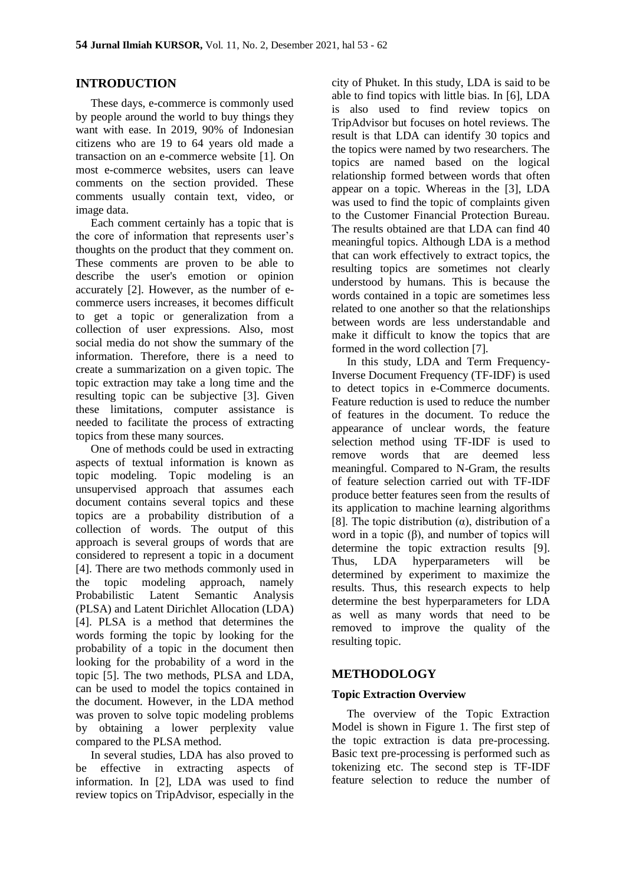## INTRODUCTION

These days, e-commerce is commonly used by people around the world to buy things they want with ease. In 2019, 90% of Indonesian citizens who are 19 to 64 years old made a transaction on an e-commerce website [1]. On most e-commerce websites, users can leave comments on the section provided. These comments usually contain text, video, or image data.

Each comment certainly has a topic that is the core of information that represents user's thoughts on the product that they comment on. These comments are proven to be able to describe the user's emotion or opinion accurately [2]. However, as the number of e-commerce users increases, it becomes difficult to get a topic or generalization from a collection of user expressions. Also, most social media do not show the summary of the information. Therefore, there is a need to create a summarization on a given topic. The topic extraction may take a long time and the resulting topic can be subjective [3]. Given these limitations, computer assistance is needed to facilitate the process of extracting topics from these many sources.

One of methods could be used in extracting aspects of textual information is known as topic modeling. Topic modeling is an unsupervised approach that assumes each document contains several topics and these topics are a probability distribution of a collection of words. The output of this approach is several groups of words that are considered to represent a topic in a document [4]. There are two methods commonly used in the topic modeling approach, namely Probabilistic Latent Semantic Analysis (PLSA) and Latent Dirichlet Allocation (LDA) [4]. PLSA is a method that determines the words forming the topic by looking for the probability of a topic in the document then looking for the probability of a word in the topic [5]. The two methods, PLSA and LDA, can be used to model the topics contained in the document. However, in the LDA method was proven to solve topic modeling problems by obtaining a lower perplexity value compared to the PLSA method.

In several studies, LDA has also proved to be effective in extracting aspects of information. In [2], LDA was used to find review topics on TripAdvisor, especially in the city of Phuket. In this study, LDA is said to be able to find topics with little bias. In [6], LDA is also used to find review topics on TripAdvisor but focuses on hotel reviews. The result is that LDA can identify 30 topics and the topics were named by two researchers. The topics are named based on the logical relationship formed between words that often appear on a topic. Whereas in the [3], LDA was used to find the topic of complaints given to the Customer Financial Protection Bureau. The results obtained are that LDA can find 40 meaningful topics. Although LDA is a method that can work effectively to extract topics, the resulting topics are sometimes not clearly understood by humans. This is because the words contained in a topic are sometimes less related to one another so that the relationships between words are less understandable and make it difficult to know the topics that are formed in the word collection [7].

In this study, LDA and Term Frequency-Inverse Document Frequency (TF-IDF) is used to detect topics in e-Commerce documents. Feature reduction is used to reduce the number of features in the document. To reduce the appearance of unclear words, the feature selection method using TF-IDF is used to remove words that are deemed less meaningful. Compared to N-Gram, the results of feature selection carried out with TF-IDF produce better features seen from the results of its application to machine learning algorithms [8]. The topic distribution ($\alpha$), distribution of a word in a topic ($\beta$), and number of topics will determine the topic extraction results [9]. Thus, LDA hyperparameters will be determined by experiment to maximize the results. Thus, this research expects to help determine the best hyperparameters for LDA as well as many words that need to be removed to improve the quality of the resulting topic.

## METHODOLOGY

### Topic Extraction Overview

The overview of the Topic Extraction Model is shown in Figure 1. The first step of the topic extraction is data pre-processing. Basic text pre-processing is performed such as tokenizing etc. The second step is TF-IDF feature selection to reduce the number of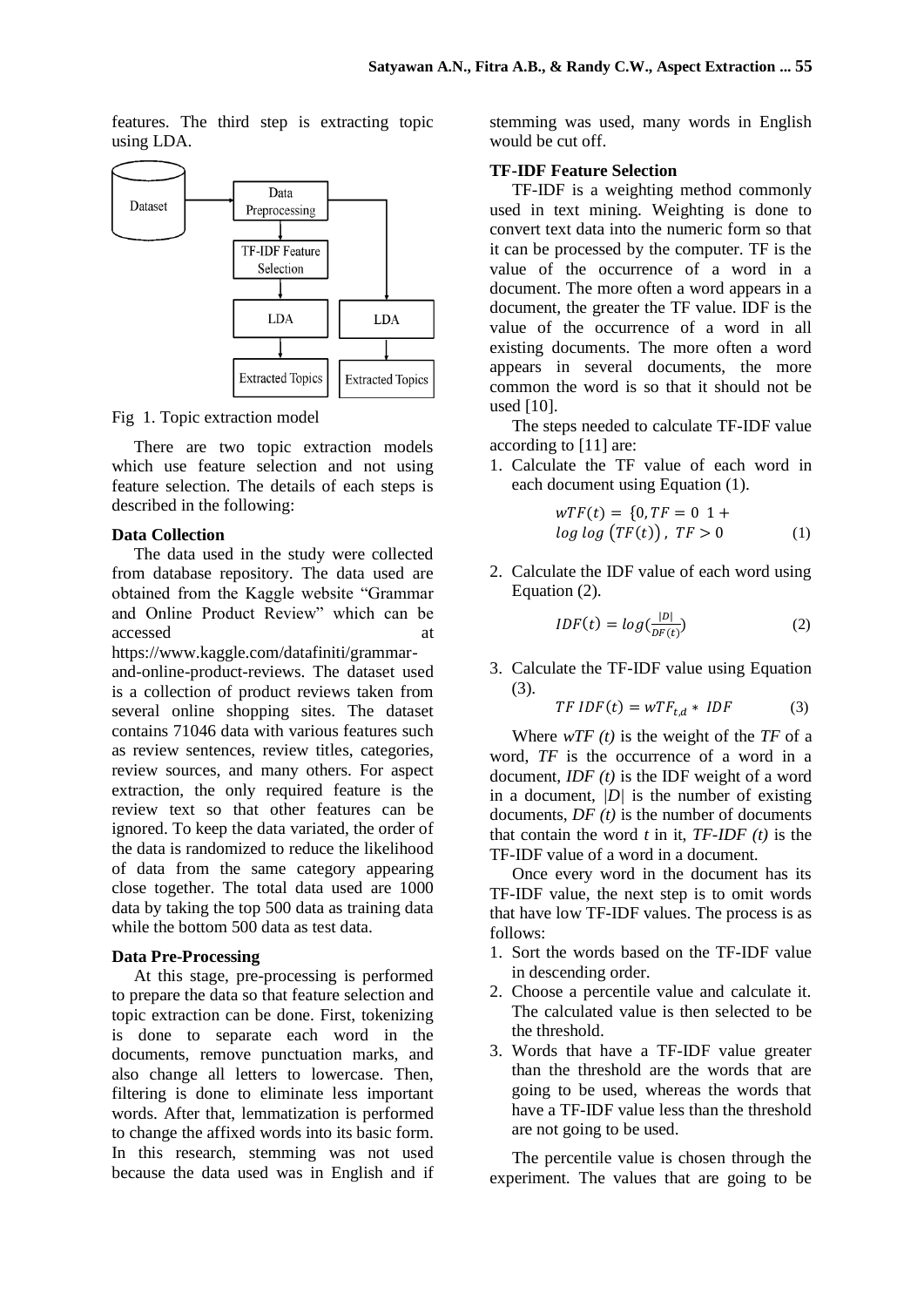features. The third step is extracting topic using LDA.

Fig 1. Topic extraction model

There are two topic extraction models which use feature selection and not using feature selection. The details of each steps is described in the following:

**Data Collection**

The data used in the study were collected from database repository. The data used are obtained from the Kaggle website "Grammar and Online Product Review" which can be accessed at https://www.kaggle.com/datafiniti/grammar-and-online-product-reviews. The dataset used is a collection of product reviews taken from several online shopping sites. The dataset contains 71046 data with various features such as review sentences, review titles, categories, review sources, and many others. For aspect extraction, the only required feature is the review text so that other features can be ignored. To keep the data variated, the order of the data is randomized to reduce the likelihood of data from the same category appearing close together. The total data used are 1000 data by taking the top 500 data as training data while the bottom 500 data as test data.

**Data Pre-Processing**

At this stage, pre-processing is performed to prepare the data so that feature selection and topic extraction can be done. First, tokenizing is done to separate each word in the documents, remove punctuation marks, and also change all letters to lowercase. Then, filtering is done to eliminate less important words. After that, lemmatization is performed to change the affixed words into its basic form. In this research, stemming was not used because the data used was in English and if stemming was used, many words in English would be cut off.

**TF-IDF Feature Selection**

TF-IDF is a weighting method commonly used in text mining. Weighting is done to convert text data into the numeric form so that it can be processed by the computer. TF is the value of the occurrence of a word in a document. The more often a word appears in a document, the greater the TF value. IDF is the value of the occurrence of a word in all existing documents. The more often a word appears in several documents, the more common the word is so that it should not be used [10].

The steps needed to calculate TF-IDF value according to [11] are:

1. Calculate the TF value of each word in each document using Equation (1).

$$wTF(t) = \{0, TF = 0 \;\; 1 + log\,log\,(TF(t)),\; TF > 0 \tag{1}$$

2. Calculate the IDF value of each word using Equation (2).

$$IDF(t) = log(\frac{|D|}{DF(t)}) \tag{2}$$

3. Calculate the TF-IDF value using Equation (3).

$$TF\,IDF(t) = wTF_{t,d} * \; IDF \tag{3}$$

Where *wTF (t)* is the weight of the *TF* of a word, *TF* is the occurrence of a word in a document, *IDF (t)* is the IDF weight of a word in a document, *|D|* is the number of existing documents, *DF (t)* is the number of documents that contain the word *t* in it, *TF-IDF (t)* is the TF-IDF value of a word in a document.

Once every word in the document has its TF-IDF value, the next step is to omit words that have low TF-IDF values. The process is as follows:

1. Sort the words based on the TF-IDF value in descending order.
2. Choose a percentile value and calculate it. The calculated value is then selected to be the threshold.
3. Words that have a TF-IDF value greater than the threshold are the words that are going to be used, whereas the words that have a TF-IDF value less than the threshold are not going to be used.

The percentile value is chosen through the experiment. The values that are going to be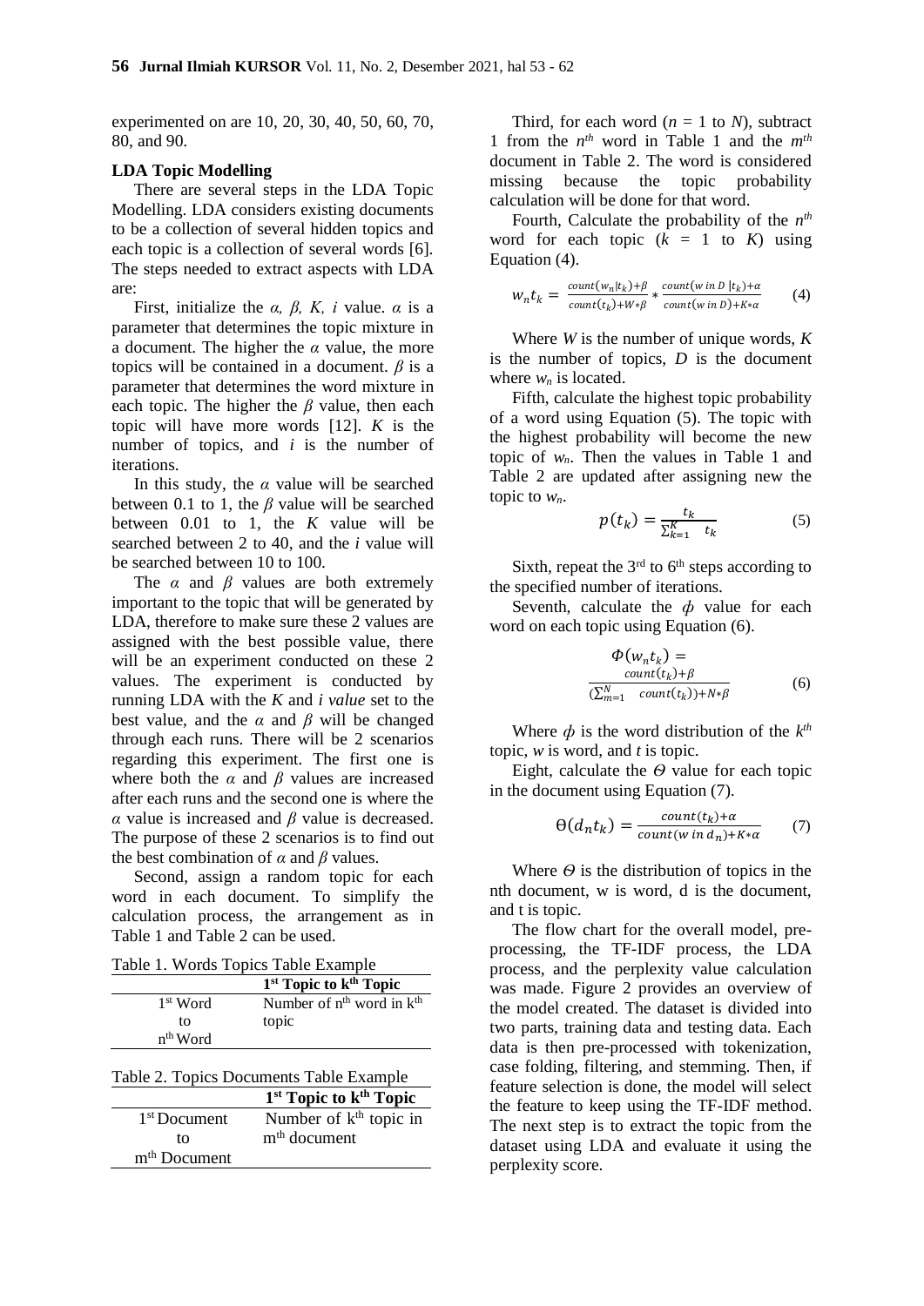experimented on are 10, 20, 30, 40, 50, 60, 70, 80, and 90.

**LDA Topic Modelling**

There are several steps in the LDA Topic Modelling. LDA considers existing documents to be a collection of several hidden topics and each topic is a collection of several words [6]. The steps needed to extract aspects with LDA are:

First, initialize the $\alpha$, $\beta$, $K$, $i$ value. $\alpha$ is a parameter that determines the topic mixture in a document. The higher the $\alpha$ value, the more topics will be contained in a document. $\beta$ is a parameter that determines the word mixture in each topic. The higher the $\beta$ value, then each topic will have more words [12]. $K$ is the number of topics, and $i$ is the number of iterations.

In this study, the $\alpha$ value will be searched between 0.1 to 1, the $\beta$ value will be searched between 0.01 to 1, the $K$ value will be searched between 2 to 40, and the $i$ value will be searched between 10 to 100.

The $\alpha$ and $\beta$ values are both extremely important to the topic that will be generated by LDA, therefore to make sure these 2 values are assigned with the best possible value, there will be an experiment conducted on these 2 values. The experiment is conducted by running LDA with the $K$ and *i value* set to the best value, and the $\alpha$ and $\beta$ will be changed through each runs. There will be 2 scenarios regarding this experiment. The first one is where both the $\alpha$ and $\beta$ values are increased after each runs and the second one is where the $\alpha$ value is increased and $\beta$ value is decreased. The purpose of these 2 scenarios is to find out the best combination of $\alpha$ and $\beta$ values.

Second, assign a random topic for each word in each document. To simplify the calculation process, the arrangement as in Table 1 and Table 2 can be used.

Table 1. Words Topics Table Example

| | 1st Topic to kth Topic |
|---|---|
| 1st Word to nth Word | Number of nth word in kth topic |

Table 2. Topics Documents Table Example

| | 1st Topic to kth Topic |
|---|---|
| 1st Document to mth Document | Number of kth topic in mth document |

Third, for each word ($n$ = 1 to $N$), subtract 1 from the $n^{th}$ word in Table 1 and the $m^{th}$ document in Table 2. The word is considered missing because the topic probability calculation will be done for that word.

Fourth, Calculate the probability of the $n^{th}$ word for each topic ($k$ = 1 to $K$) using Equation (4).

$$w_n t_k = \frac{count(w_n|t_k)+\beta}{count(t_k)+W*\beta} * \frac{count(w\ in\ D\ |t_k)+\alpha}{count(w\ in\ D)+K*\alpha} \quad (4)$$

Where $W$ is the number of unique words, $K$ is the number of topics, $D$ is the document where $w_n$ is located.

Fifth, calculate the highest topic probability of a word using Equation (5). The topic with the highest probability will become the new topic of $w_n$. Then the values in Table 1 and Table 2 are updated after assigning new the topic to $w_n$.

$$p(t_k) = \frac{t_k}{\sum_{k=1}^{K} t_k} \quad (5)$$

Sixth, repeat the 3rd to 6th steps according to the specified number of iterations.

Seventh, calculate the $\phi$ value for each word on each topic using Equation (6).

$$\Phi(w_n t_k) = \frac{count(t_k)+\beta}{(\sum_{m=1}^{N} count(t_k))+N*\beta} \quad (6)$$

Where $\phi$ is the word distribution of the $k^{th}$ topic, $w$ is word, and $t$ is topic.

Eight, calculate the $\Theta$ value for each topic in the document using Equation (7).

$$\Theta(d_n t_k) = \frac{count(t_k)+\alpha}{count(w\ in\ d_n)+K*\alpha} \quad (7)$$

Where $\Theta$ is the distribution of topics in the nth document, w is word, d is the document, and t is topic.

The flow chart for the overall model, pre-processing, the TF-IDF process, the LDA process, and the perplexity value calculation was made. Figure 2 provides an overview of the model created. The dataset is divided into two parts, training data and testing data. Each data is then pre-processed with tokenization, case folding, filtering, and stemming. Then, if feature selection is done, the model will select the feature to keep using the TF-IDF method. The next step is to extract the topic from the dataset using LDA and evaluate it using the perplexity score.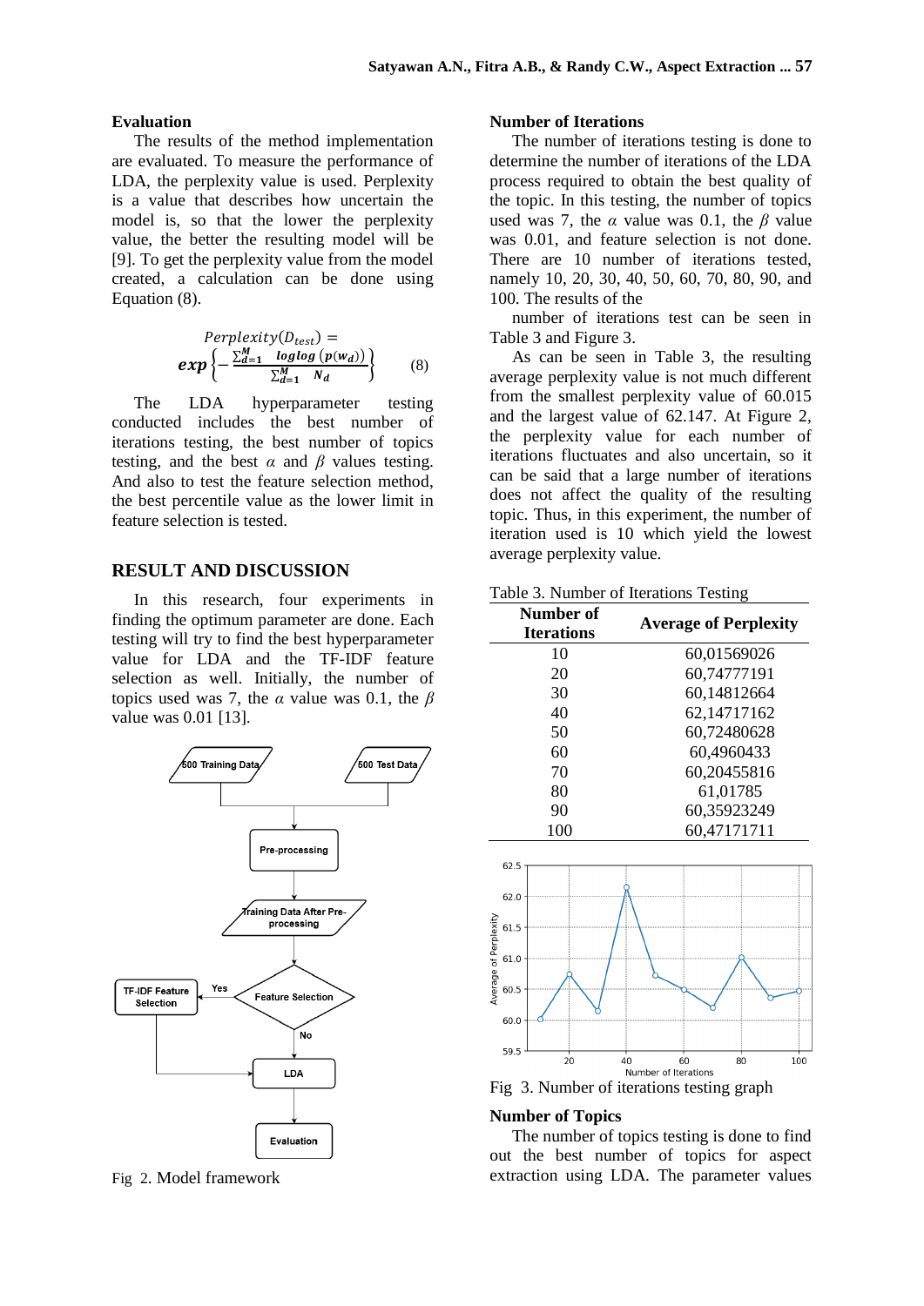**Evaluation**

The results of the method implementation are evaluated. To measure the performance of LDA, the perplexity value is used. Perplexity is a value that describes how uncertain the model is, so that the lower the perplexity value, the better the resulting model will be [9]. To get the perplexity value from the model created, a calculation can be done using Equation (8).

$$Perplexity(D_{test}) = \exp\left\{-\frac{\sum_{d=1}^{M} \log\log\left(p(w_d)\right)}{\sum_{d=1}^{M} N_d}\right\} \quad (8)$$

The LDA hyperparameter testing conducted includes the best number of iterations testing, the best number of topics testing, and the best $\alpha$ and $\beta$ values testing. And also to test the feature selection method, the best percentile value as the lower limit in feature selection is tested.

## RESULT AND DISCUSSION

In this research, four experiments in finding the optimum parameter are done. Each testing will try to find the best hyperparameter value for LDA and the TF-IDF feature selection as well. Initially, the number of topics used was 7, the $\alpha$ value was 0.1, the $\beta$ value was 0.01 [13].

Fig 2. Model framework

**Number of Iterations**

The number of iterations testing is done to determine the number of iterations of the LDA process required to obtain the best quality of the topic. In this testing, the number of topics used was 7, the $\alpha$ value was 0.1, the $\beta$ value was 0.01, and feature selection is not done. There are 10 number of iterations tested, namely 10, 20, 30, 40, 50, 60, 70, 80, 90, and 100. The results of the

number of iterations test can be seen in Table 3 and Figure 3.

As can be seen in Table 3, the resulting average perplexity value is not much different from the smallest perplexity value of 60.015 and the largest value of 62.147. At Figure 2, the perplexity value for each number of iterations fluctuates and also uncertain, so it can be said that a large number of iterations does not affect the quality of the resulting topic. Thus, in this experiment, the number of iteration used is 10 which yield the lowest average perplexity value.

Table 3. Number of Iterations Testing

| Number of Iterations | Average of Perplexity |
|---|---|
| 10 | 60,01569026 |
| 20 | 60,74777191 |
| 30 | 60,14812664 |
| 40 | 62,14717162 |
| 50 | 60,72480628 |
| 60 | 60,4960433 |
| 70 | 60,20455816 |
| 80 | 61,01785 |
| 90 | 60,35923249 |
| 100 | 60,47171711 |

Fig 3. Number of iterations testing graph

**Number of Topics**

The number of topics testing is done to find out the best number of topics for aspect extraction using LDA. The parameter values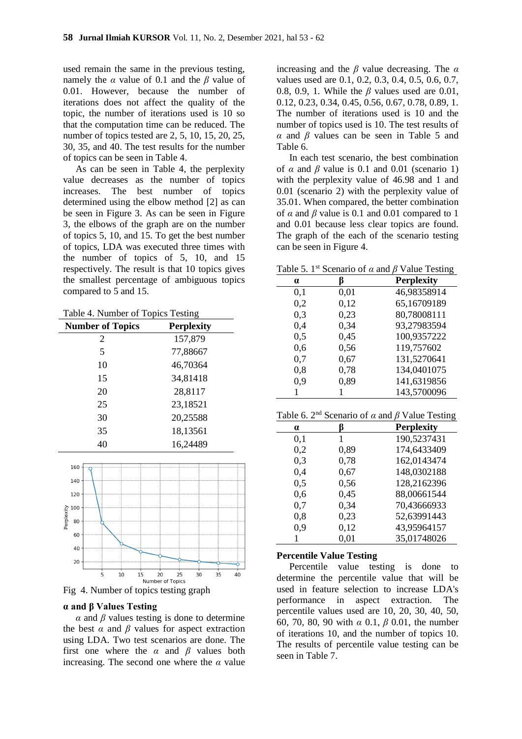used remain the same in the previous testing, namely the $\alpha$ value of 0.1 and the $\beta$ value of 0.01. However, because the number of iterations does not affect the quality of the topic, the number of iterations used is 10 so that the computation time can be reduced. The number of topics tested are 2, 5, 10, 15, 20, 25, 30, 35, and 40. The test results for the number of topics can be seen in Table 4.

As can be seen in Table 4, the perplexity value decreases as the number of topics increases. The best number of topics determined using the elbow method [2] as can be seen in Figure 3. As can be seen in Figure 3, the elbows of the graph are on the number of topics 5, 10, and 15. To get the best number of topics, LDA was executed three times with the number of topics of 5, 10, and 15 respectively. The result is that 10 topics gives the smallest percentage of ambiguous topics compared to 5 and 15.

Table 4. Number of Topics Testing

| Number of Topics | Perplexity |
|---|---|
| 2 | 157,879 |
| 5 | 77,88667 |
| 10 | 46,70364 |
| 15 | 34,81418 |
| 20 | 28,8117 |
| 25 | 23,18521 |
| 30 | 20,25588 |
| 35 | 18,13561 |
| 40 | 16,24489 |

Fig 4. Number of topics testing graph

**α and β Values Testing**

$\alpha$ and $\beta$ values testing is done to determine the best $\alpha$ and $\beta$ values for aspect extraction using LDA. Two test scenarios are done. The first one where the $\alpha$ and $\beta$ values both increasing. The second one where the $\alpha$ value increasing and the $\beta$ value decreasing. The $\alpha$ values used are 0.1, 0.2, 0.3, 0.4, 0.5, 0.6, 0.7, 0.8, 0.9, 1. While the $\beta$ values used are 0.01, 0.12, 0.23, 0.34, 0.45, 0.56, 0.67, 0.78, 0.89, 1. The number of iterations used is 10 and the number of topics used is 10. The test results of $\alpha$ and $\beta$ values can be seen in Table 5 and Table 6.

In each test scenario, the best combination of $\alpha$ and $\beta$ value is 0.1 and 0.01 (scenario 1) with the perplexity value of 46.98 and 1 and 0.01 (scenario 2) with the perplexity value of 35.01. When compared, the better combination of $\alpha$ and $\beta$ value is 0.1 and 0.01 compared to 1 and 0.01 because less clear topics are found. The graph of the each of the scenario testing can be seen in Figure 4.

Table 5. 1st Scenario of $\alpha$ and $\beta$ Value Testing

| α | β | Perplexity |
|---|---|---|
| 0,1 | 0,01 | 46,98358914 |
| 0,2 | 0,12 | 65,16709189 |
| 0,3 | 0,23 | 80,78008111 |
| 0,4 | 0,34 | 93,27983594 |
| 0,5 | 0,45 | 100,9357222 |
| 0,6 | 0,56 | 119,757602 |
| 0,7 | 0,67 | 131,5270641 |
| 0,8 | 0,78 | 134,0401075 |
| 0,9 | 0,89 | 141,6319856 |
| 1 | 1 | 143,5700096 |

Table 6. 2nd Scenario of $\alpha$ and $\beta$ Value Testing

| α | β | Perplexity |
|---|---|---|
| 0,1 | 1 | 190,5237431 |
| 0,2 | 0,89 | 174,6433409 |
| 0,3 | 0,78 | 162,0143474 |
| 0,4 | 0,67 | 148,0302188 |
| 0,5 | 0,56 | 128,2162396 |
| 0,6 | 0,45 | 88,00661544 |
| 0,7 | 0,34 | 70,43666933 |
| 0,8 | 0,23 | 52,63991443 |
| 0,9 | 0,12 | 43,95964157 |
| 1 | 0,01 | 35,01748026 |

**Percentile Value Testing**

Percentile value testing is done to determine the percentile value that will be used in feature selection to increase LDA's performance in aspect extraction. The percentile values used are 10, 20, 30, 40, 50, 60, 70, 80, 90 with $\alpha$ 0.1, $\beta$ 0.01, the number of iterations 10, and the number of topics 10. The results of percentile value testing can be seen in Table 7.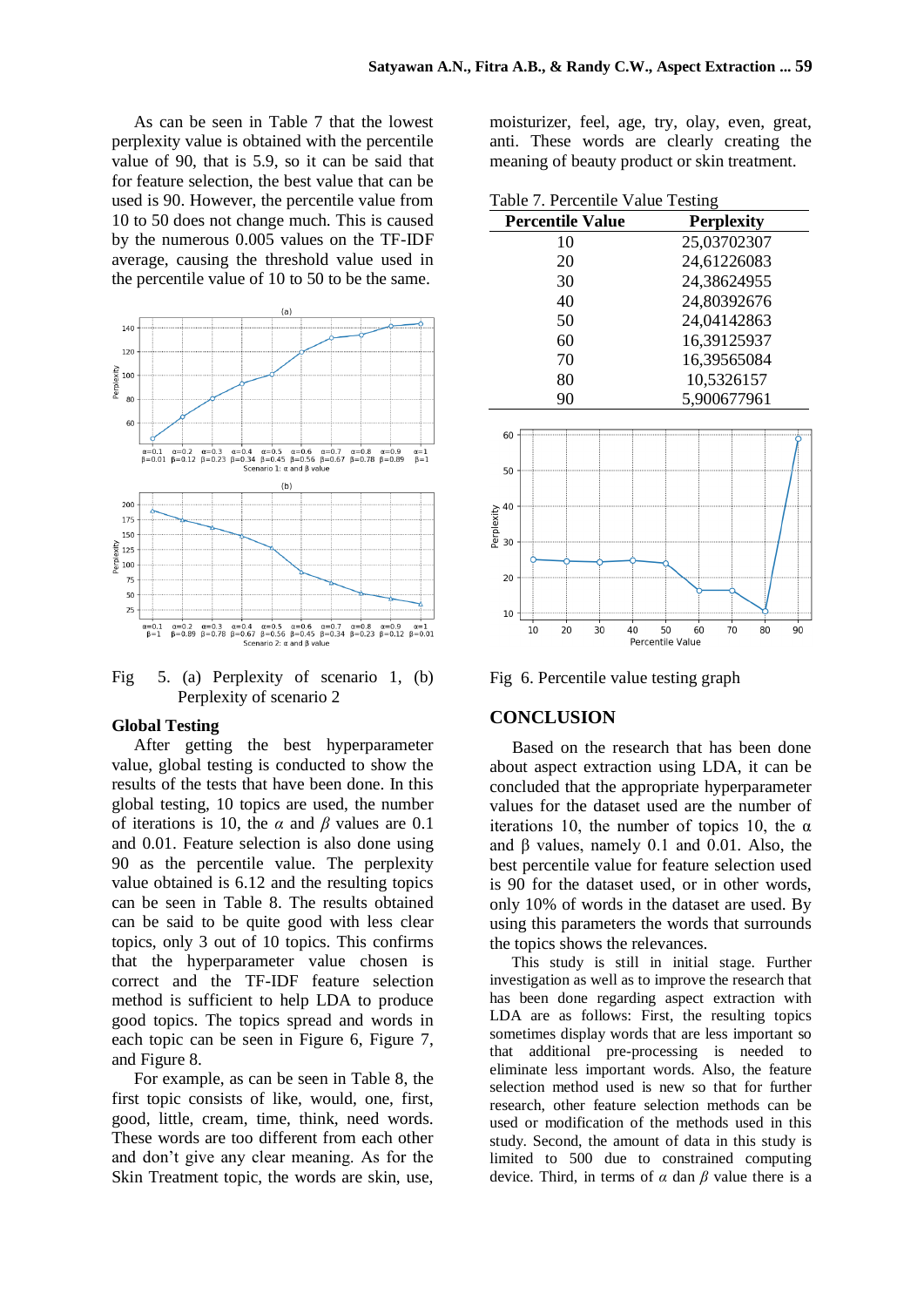As can be seen in Table 7 that the lowest perplexity value is obtained with the percentile value of 90, that is 5.9, so it can be said that for feature selection, the best value that can be used is 90. However, the percentile value from 10 to 50 does not change much. This is caused by the numerous 0.005 values on the TF-IDF average, causing the threshold value used in the percentile value of 10 to 50 to be the same.

Fig 5. (a) Perplexity of scenario 1, (b) Perplexity of scenario 2

### Global Testing

After getting the best hyperparameter value, global testing is conducted to show the results of the tests that have been done. In this global testing, 10 topics are used, the number of iterations is 10, the $\alpha$ and $\beta$ values are 0.1 and 0.01. Feature selection is also done using 90 as the percentile value. The perplexity value obtained is 6.12 and the resulting topics can be seen in Table 8. The results obtained can be said to be quite good with less clear topics, only 3 out of 10 topics. This confirms that the hyperparameter value chosen is correct and the TF-IDF feature selection method is sufficient to help LDA to produce good topics. The topics spread and words in each topic can be seen in Figure 6, Figure 7, and Figure 8.

For example, as can be seen in Table 8, the first topic consists of like, would, one, first, good, little, cream, time, think, need words. These words are too different from each other and don't give any clear meaning. As for the Skin Treatment topic, the words are skin, use, moisturizer, feel, age, try, olay, even, great, anti. These words are clearly creating the meaning of beauty product or skin treatment.

Table 7. Percentile Value Testing

| Percentile Value | Perplexity |
|---|---|
| 10 | 25,03702307 |
| 20 | 24,61226083 |
| 30 | 24,38624955 |
| 40 | 24,80392676 |
| 50 | 24,04142863 |
| 60 | 16,39125937 |
| 70 | 16,39565084 |
| 80 | 10,5326157 |
| 90 | 5,900677961 |

Fig 6. Percentile value testing graph

## CONCLUSION

Based on the research that has been done about aspect extraction using LDA, it can be concluded that the appropriate hyperparameter values for the dataset used are the number of iterations 10, the number of topics 10, the α and β values, namely 0.1 and 0.01. Also, the best percentile value for feature selection used is 90 for the dataset used, or in other words, only 10% of words in the dataset are used. By using this parameters the words that surrounds the topics shows the relevances.

This study is still in initial stage. Further investigation as well as to improve the research that has been done regarding aspect extraction with LDA are as follows: First, the resulting topics sometimes display words that are less important so that additional pre-processing is needed to eliminate less important words. Also, the feature selection method used is new so that for further research, other feature selection methods can be used or modification of the methods used in this study. Second, the amount of data in this study is limited to 500 due to constrained computing device. Third, in terms of $\alpha$ dan $\beta$ value there is a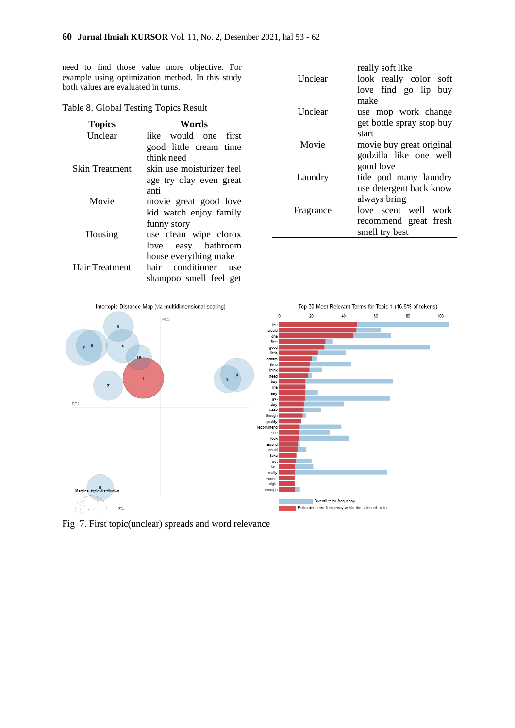need to find those value more objective. For example using optimization method. In this study both values are evaluated in turns.

Table 8. Global Testing Topics Result

| Topics | Words |
|---|---|
| Unclear | like would one first good little cream time think need |
| Skin Treatment | skin use moisturizer feel age try olay even great anti |
| Movie | movie great good love kid watch enjoy family funny story |
| Housing | use clean wipe clorox love easy bathroom house everything make |
| Hair Treatment | hair conditioner use shampoo smell feel get really soft like |
| Unclear | look really color soft love find go lip buy make |
| Unclear | use mop work change get bottle spray stop buy start |
| Movie | movie buy great original godzilla like one well good love |
| Laundry | tide pod many laundry use detergent back know always bring |
| Fragrance | love scent well work recommend great fresh smell try best |

Fig 7. First topic(unclear) spreads and word relevance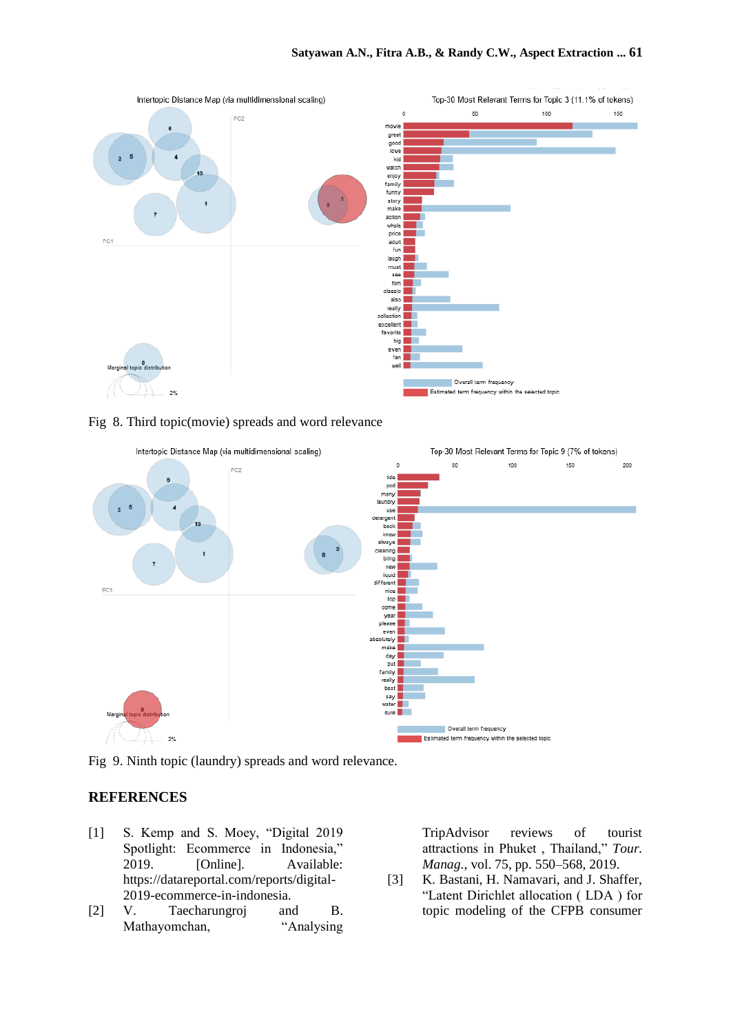Fig 8. Third topic(movie) spreads and word relevance

Fig 9. Ninth topic (laundry) spreads and word relevance.

## REFERENCES

[1] S. Kemp and S. Moey, "Digital 2019 Spotlight: Ecommerce in Indonesia," 2019. [Online]. Available: https://datareportal.com/reports/digital-2019-ecommerce-in-indonesia.

[2] V. Taecharungroj and B. Mathayomchan, "Analysing TripAdvisor reviews of tourist attractions in Phuket , Thailand," *Tour. Manag.*, vol. 75, pp. 550–568, 2019.

[3] K. Bastani, H. Namavari, and J. Shaffer, "Latent Dirichlet allocation ( LDA ) for topic modeling of the CFPB consumer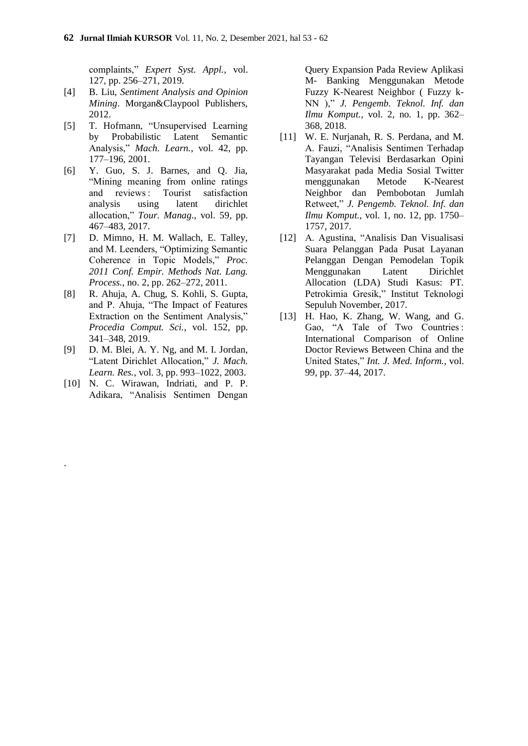complaints," *Expert Syst. Appl.*, vol. 127, pp. 256–271, 2019.

[4] B. Liu, *Sentiment Analysis and Opinion Mining*. Morgan&Claypool Publishers, 2012.

[5] T. Hofmann, "Unsupervised Learning by Probabilistic Latent Semantic Analysis," *Mach. Learn.*, vol. 42, pp. 177–196, 2001.

[6] Y. Guo, S. J. Barnes, and Q. Jia, "Mining meaning from online ratings and reviews : Tourist satisfaction analysis using latent dirichlet allocation," *Tour. Manag.*, vol. 59, pp. 467–483, 2017.

[7] D. Mimno, H. M. Wallach, E. Talley, and M. Leenders, "Optimizing Semantic Coherence in Topic Models," *Proc. 2011 Conf. Empir. Methods Nat. Lang. Process.*, no. 2, pp. 262–272, 2011.

[8] R. Ahuja, A. Chug, S. Kohli, S. Gupta, and P. Ahuja, "The Impact of Features Extraction on the Sentiment Analysis," *Procedia Comput. Sci.*, vol. 152, pp. 341–348, 2019.

[9] D. M. Blei, A. Y. Ng, and M. I. Jordan, "Latent Dirichlet Allocation," *J. Mach. Learn. Res.*, vol. 3, pp. 993–1022, 2003.

[10] N. C. Wirawan, Indriati, and P. P. Adikara, "Analisis Sentimen Dengan Query Expansion Pada Review Aplikasi M- Banking Menggunakan Metode Fuzzy K-Nearest Neighbor ( Fuzzy k-NN )," *J. Pengemb. Teknol. Inf. dan Ilmu Komput.*, vol. 2, no. 1, pp. 362–368, 2018.

[11] W. E. Nurjanah, R. S. Perdana, and M. A. Fauzi, "Analisis Sentimen Terhadap Tayangan Televisi Berdasarkan Opini Masyarakat pada Media Sosial Twitter menggunakan Metode K-Nearest Neighbor dan Pembobotan Jumlah Retweet," *J. Pengemb. Teknol. Inf. dan Ilmu Komput.*, vol. 1, no. 12, pp. 1750–1757, 2017.

[12] A. Agustina, "Analisis Dan Visualisasi Suara Pelanggan Pada Pusat Layanan Pelanggan Dengan Pemodelan Topik Menggunakan Latent Dirichlet Allocation (LDA) Studi Kasus: PT. Petrokimia Gresik," Institut Teknologi Sepuluh November, 2017.

[13] H. Hao, K. Zhang, W. Wang, and G. Gao, "A Tale of Two Countries : International Comparison of Online Doctor Reviews Between China and the United States," *Int. J. Med. Inform.*, vol. 99, pp. 37–44, 2017.